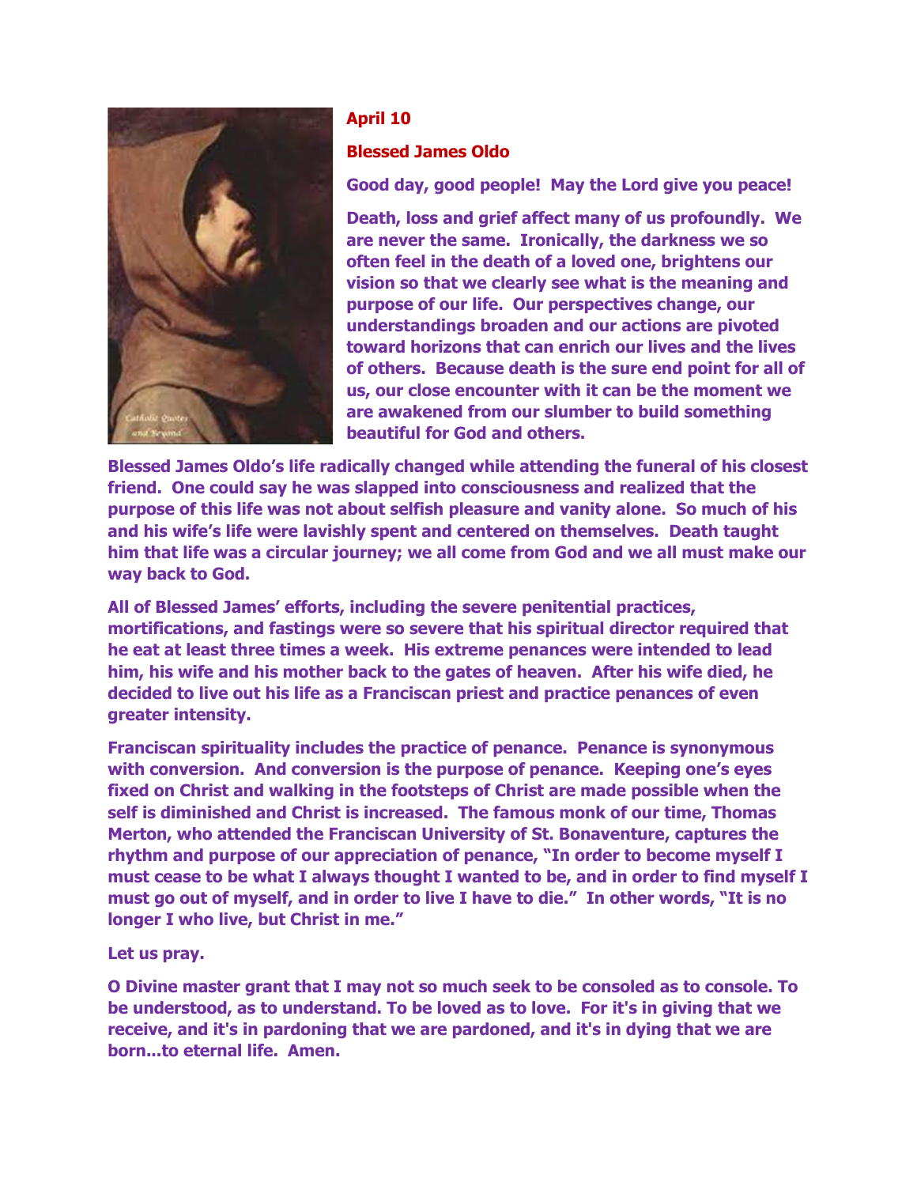**April 10**

**Blessed James Oldo**

**Good day, good people! May the Lord give you peace!**

**Death, loss and grief affect many of us profoundly. We are never the same. Ironically, the darkness we so often feel in the death of a loved one, brightens our vision so that we clearly see what is the meaning and purpose of our life. Our perspectives change, our understandings broaden and our actions are pivoted toward horizons that can enrich our lives and the lives of others. Because death is the sure end point for all of us, our close encounter with it can be the moment we are awakened from our slumber to build something beautiful for God and others.**

**Blessed James Oldo's life radically changed while attending the funeral of his closest friend. One could say he was slapped into consciousness and realized that the purpose of this life was not about selfish pleasure and vanity alone. So much of his and his wife's life were lavishly spent and centered on themselves. Death taught him that life was a circular journey; we all come from God and we all must make our way back to God.**

**All of Blessed James' efforts, including the severe penitential practices, mortifications, and fastings were so severe that his spiritual director required that he eat at least three times a week. His extreme penances were intended to lead him, his wife and his mother back to the gates of heaven. After his wife died, he decided to live out his life as a Franciscan priest and practice penances of even greater intensity.**

**Franciscan spirituality includes the practice of penance. Penance is synonymous with conversion. And conversion is the purpose of penance. Keeping one's eyes fixed on Christ and walking in the footsteps of Christ are made possible when the self is diminished and Christ is increased. The famous monk of our time, Thomas Merton, who attended the Franciscan University of St. Bonaventure, captures the rhythm and purpose of our appreciation of penance, "In order to become myself I must cease to be what I always thought I wanted to be, and in order to find myself I must go out of myself, and in order to live I have to die." In other words, "It is no longer I who live, but Christ in me."**

**Let us pray.**

**O Divine master grant that I may not so much seek to be consoled as to console. To be understood, as to understand. To be loved as to love. For it's in giving that we receive, and it's in pardoning that we are pardoned, and it's in dying that we are born...to eternal life. Amen.**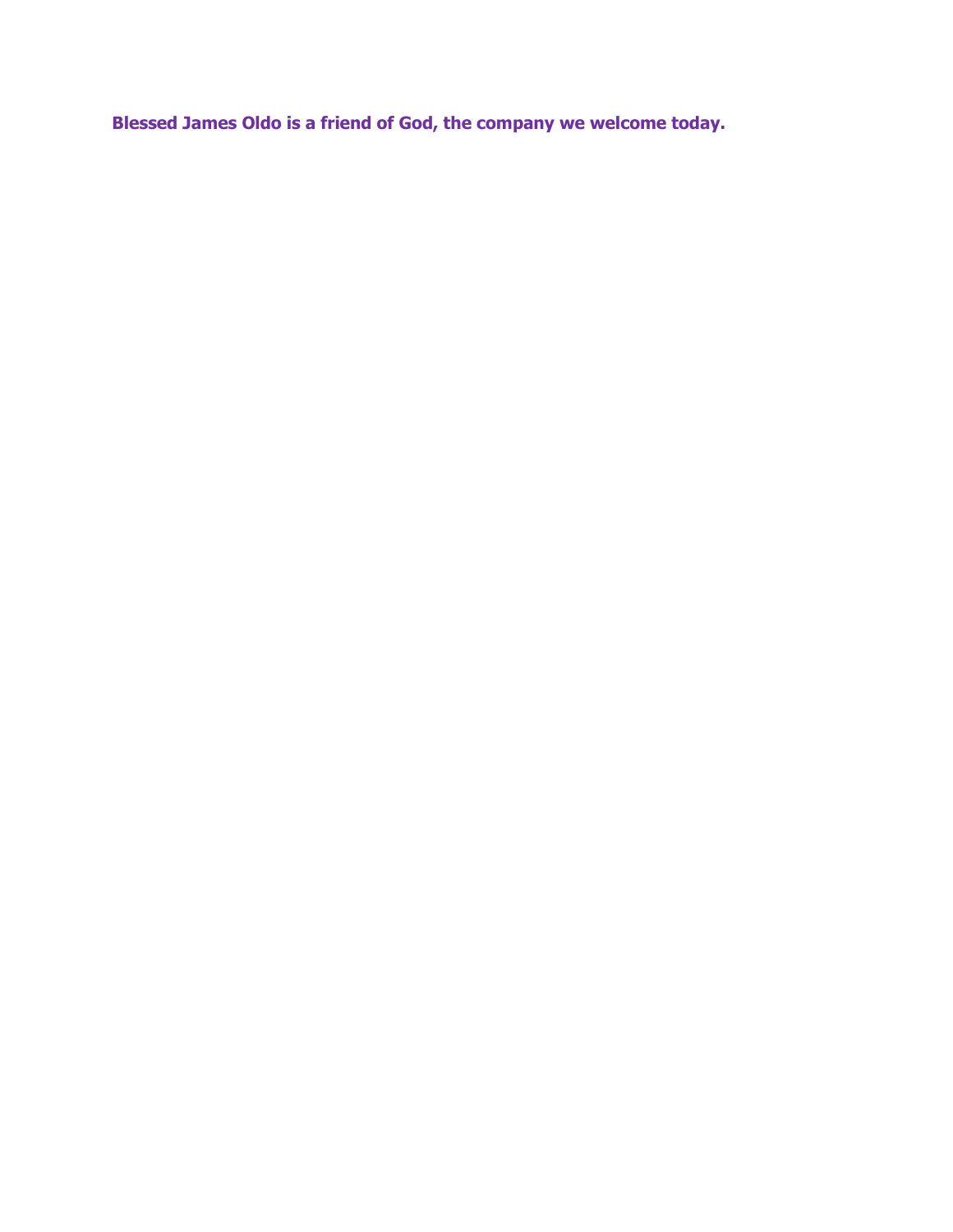**Blessed James Oldo is a friend of God, the company we welcome today.**